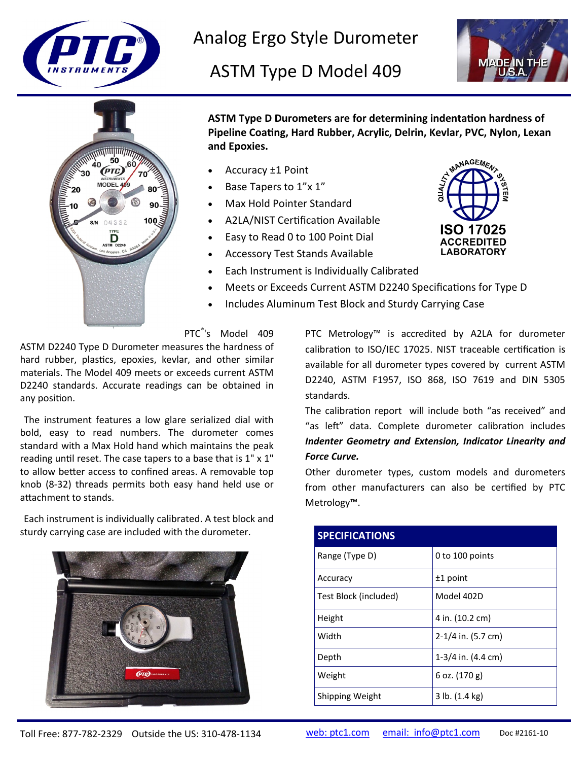# Analog Ergo Style Durometer

# ASTM Type D Model 409

**ASTM Type D Durometers are for determining indentation hardness of Pipeline Coating, Hard Rubber, Acrylic, Delrin, Kevlar, PVC, Nylon, Lexan and Epoxies.**

- Accuracy ±1 Point
- Base Tapers to 1"x 1"
- Max Hold Pointer Standard
- A2LA/NIST Certification Available
- Easy to Read 0 to 100 Point Dial
- Accessory Test Stands Available
- Each Instrument is Individually Calibrated
- Meets or Exceeds Current ASTM D2240 Specifications for Type D
- Includes Aluminum Test Block and Sturdy Carrying Case

QUALITY MANAGEMENT SYSTEM
ISO 17025 ACCREDITED LABORATORY

PTC®'s Model 409 ASTM D2240 Type D Durometer measures the hardness of hard rubber, plastics, epoxies, kevlar, and other similar materials. The Model 409 meets or exceeds current ASTM D2240 standards. Accurate readings can be obtained in any position.

The instrument features a low glare serialized dial with bold, easy to read numbers. The durometer comes standard with a Max Hold hand which maintains the peak reading until reset. The case tapers to a base that is 1" x 1" to allow better access to confined areas. A removable top knob (8-32) threads permits both easy hand held use or attachment to stands.

Each instrument is individually calibrated. A test block and sturdy carrying case are included with the durometer.

PTC Metrology™ is accredited by A2LA for durometer calibration to ISO/IEC 17025. NIST traceable certification is available for all durometer types covered by current ASTM D2240, ASTM F1957, ISO 868, ISO 7619 and DIN 5305 standards.

The calibration report will include both "as received" and "as left" data. Complete durometer calibration includes ***Indenter Geometry and Extension, Indicator Linearity and Force Curve.***

Other durometer types, custom models and durometers from other manufacturers can also be certified by PTC Metrology™.

| SPECIFICATIONS | |
|---|---|
| Range (Type D) | 0 to 100 points |
| Accuracy | ±1 point |
| Test Block (included) | Model 402D |
| Height | 4 in. (10.2 cm) |
| Width | 2-1/4 in. (5.7 cm) |
| Depth | 1-3/4 in. (4.4 cm) |
| Weight | 6 oz. (170 g) |
| Shipping Weight | 3 lb. (1.4 kg) |

Toll Free: 877-782-2329 Outside the US: 310-478-1134 web: ptc1.com email: info@ptc1.com Doc #2161-10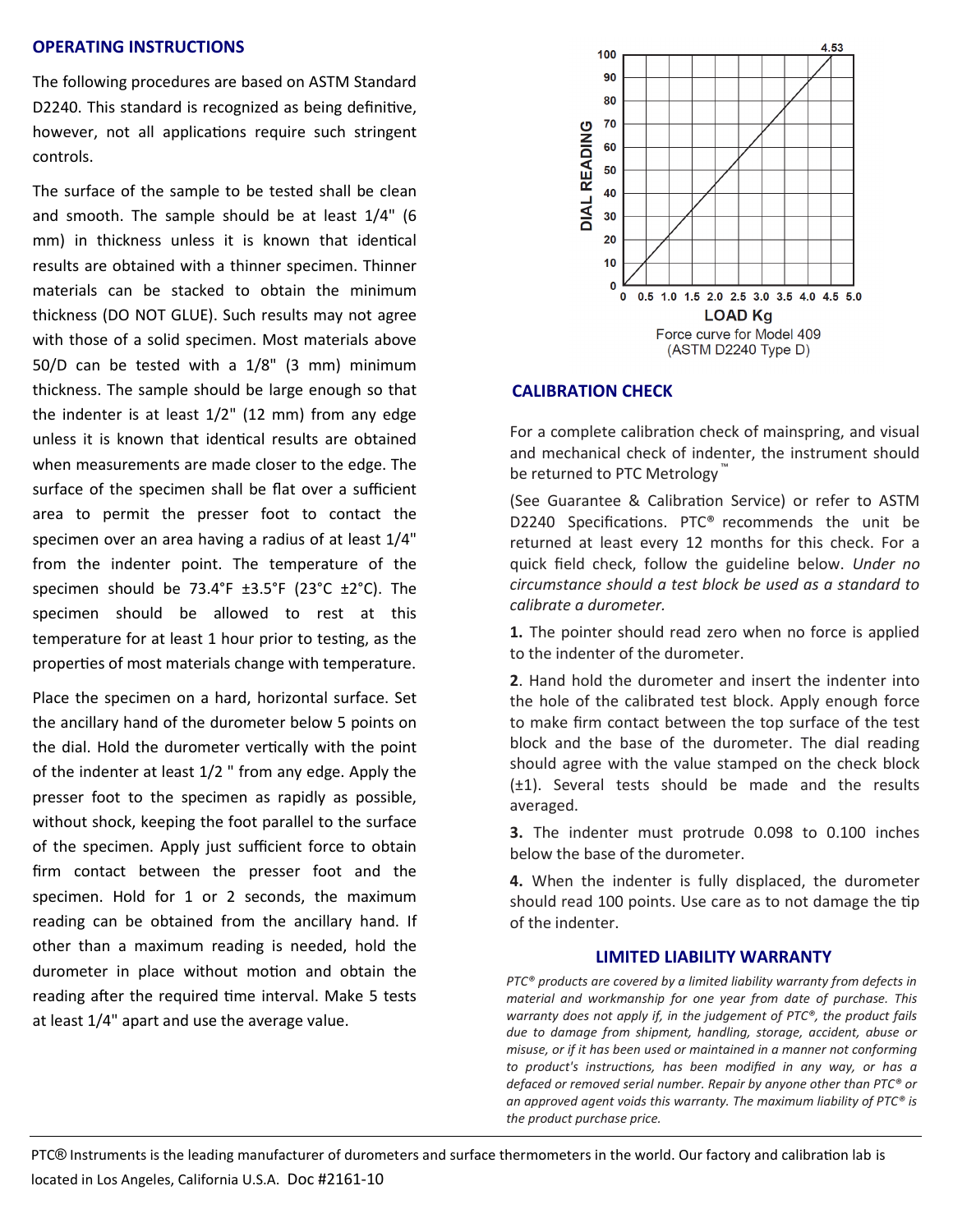## OPERATING INSTRUCTIONS

The following procedures are based on ASTM Standard D2240. This standard is recognized as being definitive, however, not all applications require such stringent controls.

The surface of the sample to be tested shall be clean and smooth. The sample should be at least 1/4" (6 mm) in thickness unless it is known that identical results are obtained with a thinner specimen. Thinner materials can be stacked to obtain the minimum thickness (DO NOT GLUE). Such results may not agree with those of a solid specimen. Most materials above 50/D can be tested with a 1/8" (3 mm) minimum thickness. The sample should be large enough so that the indenter is at least 1/2" (12 mm) from any edge unless it is known that identical results are obtained when measurements are made closer to the edge. The surface of the specimen shall be flat over a sufficient area to permit the presser foot to contact the specimen over an area having a radius of at least 1/4" from the indenter point. The temperature of the specimen should be 73.4°F ±3.5°F (23°C ±2°C). The specimen should be allowed to rest at this temperature for at least 1 hour prior to testing, as the properties of most materials change with temperature.

Place the specimen on a hard, horizontal surface. Set the ancillary hand of the durometer below 5 points on the dial. Hold the durometer vertically with the point of the indenter at least 1/2 " from any edge. Apply the presser foot to the specimen as rapidly as possible, without shock, keeping the foot parallel to the surface of the specimen. Apply just sufficient force to obtain firm contact between the presser foot and the specimen. Hold for 1 or 2 seconds, the maximum reading can be obtained from the ancillary hand. If other than a maximum reading is needed, hold the durometer in place without motion and obtain the reading after the required time interval. Make 5 tests at least 1/4" apart and use the average value.

4.53

DIAL READING

0 10 20 30 40 50 60 70 80 90 100

0 0.5 1.0 1.5 2.0 2.5 3.0 3.5 4.0 4.5 5.0

LOAD Kg

Force curve for Model 409
(ASTM D2240 Type D)

## CALIBRATION CHECK

For a complete calibration check of mainspring, and visual and mechanical check of indenter, the instrument should be returned to PTC Metrology™

(See Guarantee & Calibration Service) or refer to ASTM D2240 Specifications. PTC® recommends the unit be returned at least every 12 months for this check. For a quick field check, follow the guideline below. *Under no circumstance should a test block be used as a standard to calibrate a durometer.*

**1.** The pointer should read zero when no force is applied to the indenter of the durometer.

**2**. Hand hold the durometer and insert the indenter into the hole of the calibrated test block. Apply enough force to make firm contact between the top surface of the test block and the base of the durometer. The dial reading should agree with the value stamped on the check block (±1). Several tests should be made and the results averaged.

**3.** The indenter must protrude 0.098 to 0.100 inches below the base of the durometer.

**4.** When the indenter is fully displaced, the durometer should read 100 points. Use care as to not damage the tip of the indenter.

## LIMITED LIABILITY WARRANTY

*PTC® products are covered by a limited liability warranty from defects in material and workmanship for one year from date of purchase. This warranty does not apply if, in the judgement of PTC®, the product fails due to damage from shipment, handling, storage, accident, abuse or misuse, or if it has been used or maintained in a manner not conforming to product's instructions, has been modified in any way, or has a defaced or removed serial number. Repair by anyone other than PTC® or an approved agent voids this warranty. The maximum liability of PTC® is the product purchase price.*

PTC® Instruments is the leading manufacturer of durometers and surface thermometers in the world. Our factory and calibration lab is located in Los Angeles, California U.S.A. Doc #2161-10